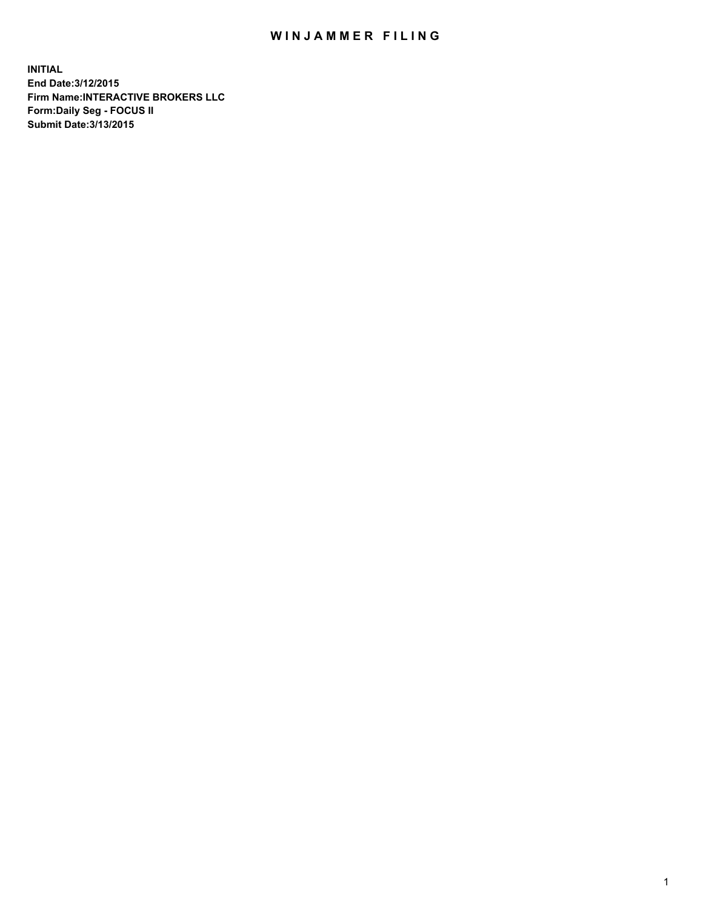# WINJAMMER FILING

**INITIAL**
**End Date:3/12/2015**
**Firm Name:INTERACTIVE BROKERS LLC**
**Form:Daily Seg - FOCUS II**
**Submit Date:3/13/2015**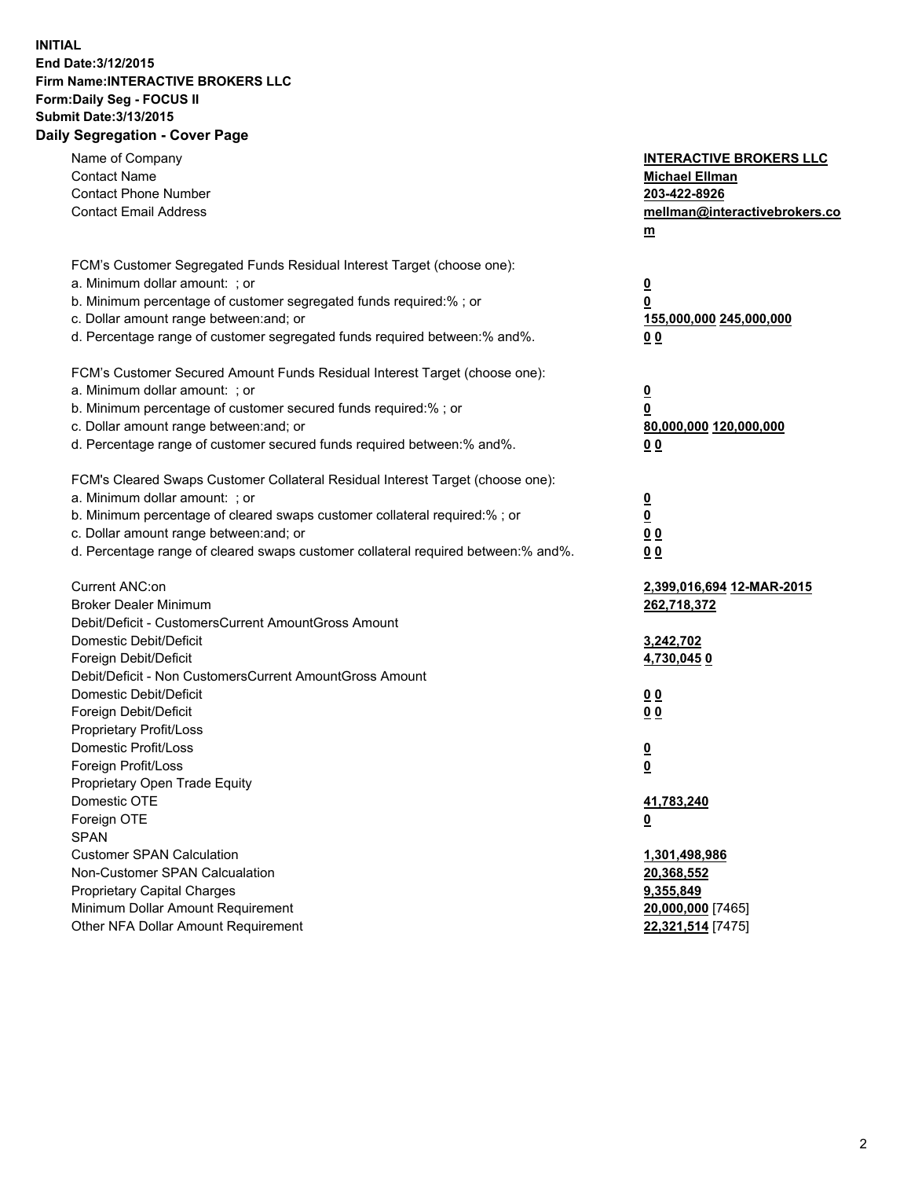**INITIAL**
**End Date:3/12/2015**
**Firm Name:INTERACTIVE BROKERS LLC**
**Form:Daily Seg - FOCUS II**
**Submit Date:3/13/2015**
**Daily Segregation - Cover Page**

| | |
|---|---|
| Name of Company | **INTERACTIVE BROKERS LLC** |
| Contact Name | **Michael Ellman** |
| Contact Phone Number | **203-422-8926** |
| Contact Email Address | **mellman@interactivebrokers.com** |
| FCM's Customer Segregated Funds Residual Interest Target (choose one): | |
| a. Minimum dollar amount: ; or | **0** |
| b. Minimum percentage of customer segregated funds required:% ; or | **0** |
| c. Dollar amount range between:and; or | **155,000,000 245,000,000** |
| d. Percentage range of customer segregated funds required between:% and%. | **0 0** |
| FCM's Customer Secured Amount Funds Residual Interest Target (choose one): | |
| a. Minimum dollar amount: ; or | **0** |
| b. Minimum percentage of customer secured funds required:% ; or | **0** |
| c. Dollar amount range between:and; or | **80,000,000 120,000,000** |
| d. Percentage range of customer secured funds required between:% and%. | **0 0** |
| FCM's Cleared Swaps Customer Collateral Residual Interest Target (choose one): | |
| a. Minimum dollar amount: ; or | **0** |
| b. Minimum percentage of cleared swaps customer collateral required:% ; or | **0** |
| c. Dollar amount range between:and; or | **0 0** |
| d. Percentage range of cleared swaps customer collateral required between:% and%. | **0 0** |
| Current ANC:on | **2,399,016,694 12-MAR-2015** |
| Broker Dealer Minimum | **262,718,372** |
| Debit/Deficit - CustomersCurrent AmountGross Amount | |
| Domestic Debit/Deficit | **3,242,702** |
| Foreign Debit/Deficit | **4,730,045 0** |
| Debit/Deficit - Non CustomersCurrent AmountGross Amount | |
| Domestic Debit/Deficit | **0 0** |
| Foreign Debit/Deficit | **0 0** |
| Proprietary Profit/Loss | |
| Domestic Profit/Loss | **0** |
| Foreign Profit/Loss | **0** |
| Proprietary Open Trade Equity | |
| Domestic OTE | **41,783,240** |
| Foreign OTE | **0** |
| SPAN | |
| Customer SPAN Calculation | **1,301,498,986** |
| Non-Customer SPAN Calcualation | **20,368,552** |
| Proprietary Capital Charges | **9,355,849** |
| Minimum Dollar Amount Requirement | **20,000,000** [7465] |
| Other NFA Dollar Amount Requirement | **22,321,514** [7475] |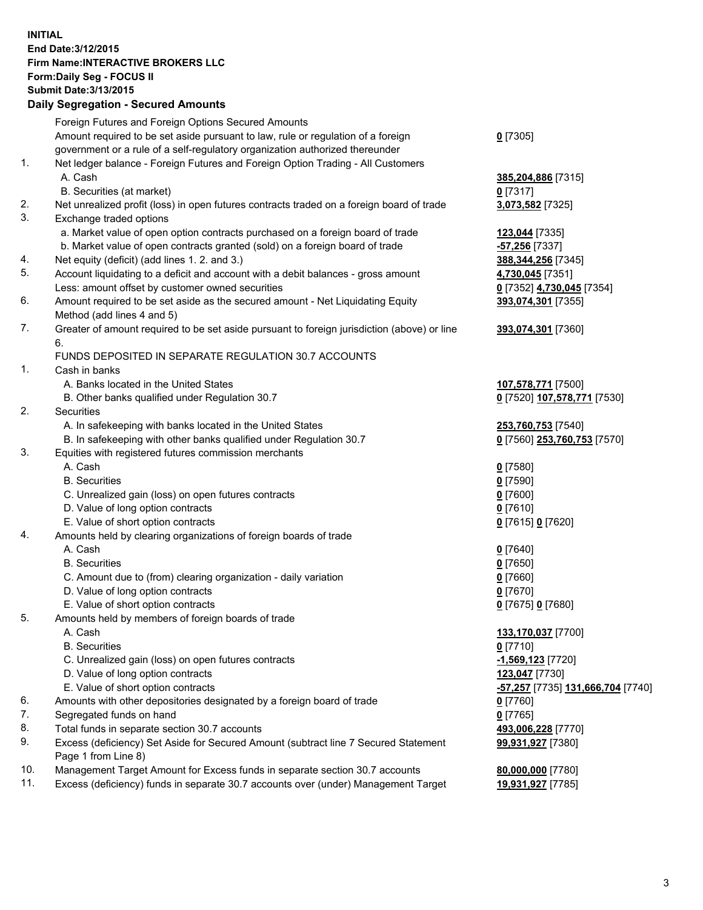**INITIAL**
**End Date:3/12/2015**
**Firm Name:INTERACTIVE BROKERS LLC**
**Form:Daily Seg - FOCUS II**
**Submit Date:3/13/2015**
**Daily Segregation - Secured Amounts**

| | | |
|---|---|---|
| | Foreign Futures and Foreign Options Secured Amounts | |
| | Amount required to be set aside pursuant to law, rule or regulation of a foreign government or a rule of a self-regulatory organization authorized thereunder | **0** [7305] |
| 1. | Net ledger balance - Foreign Futures and Foreign Option Trading - All Customers | |
| | A. Cash | **385,204,886** [7315] |
| | B. Securities (at market) | **0** [7317] |
| 2. | Net unrealized profit (loss) in open futures contracts traded on a foreign board of trade | **3,073,582** [7325] |
| 3. | Exchange traded options | |
| | a. Market value of open option contracts purchased on a foreign board of trade | **123,044** [7335] |
| | b. Market value of open contracts granted (sold) on a foreign board of trade | **-57,256** [7337] |
| 4. | Net equity (deficit) (add lines 1. 2. and 3.) | **388,344,256** [7345] |
| 5. | Account liquidating to a deficit and account with a debit balances - gross amount | **4,730,045** [7351] |
| | Less: amount offset by customer owned securities | **0** [7352] **4,730,045** [7354] |
| 6. | Amount required to be set aside as the secured amount - Net Liquidating Equity Method (add lines 4 and 5) | **393,074,301** [7355] |
| 7. | Greater of amount required to be set aside pursuant to foreign jurisdiction (above) or line 6. | **393,074,301** [7360] |
| | FUNDS DEPOSITED IN SEPARATE REGULATION 30.7 ACCOUNTS | |
| 1. | Cash in banks | |
| | A. Banks located in the United States | **107,578,771** [7500] |
| | B. Other banks qualified under Regulation 30.7 | **0** [7520] **107,578,771** [7530] |
| 2. | Securities | |
| | A. In safekeeping with banks located in the United States | **253,760,753** [7540] |
| | B. In safekeeping with other banks qualified under Regulation 30.7 | **0** [7560] **253,760,753** [7570] |
| 3. | Equities with registered futures commission merchants | |
| | A. Cash | **0** [7580] |
| | B. Securities | **0** [7590] |
| | C. Unrealized gain (loss) on open futures contracts | **0** [7600] |
| | D. Value of long option contracts | **0** [7610] |
| | E. Value of short option contracts | **0** [7615] **0** [7620] |
| 4. | Amounts held by clearing organizations of foreign boards of trade | |
| | A. Cash | **0** [7640] |
| | B. Securities | **0** [7650] |
| | C. Amount due to (from) clearing organization - daily variation | **0** [7660] |
| | D. Value of long option contracts | **0** [7670] |
| | E. Value of short option contracts | **0** [7675] **0** [7680] |
| 5. | Amounts held by members of foreign boards of trade | |
| | A. Cash | **133,170,037** [7700] |
| | B. Securities | **0** [7710] |
| | C. Unrealized gain (loss) on open futures contracts | **-1,569,123** [7720] |
| | D. Value of long option contracts | **123,047** [7730] |
| | E. Value of short option contracts | **-57,257** [7735] **131,666,704** [7740] |
| 6. | Amounts with other depositories designated by a foreign board of trade | **0** [7760] |
| 7. | Segregated funds on hand | **0** [7765] |
| 8. | Total funds in separate section 30.7 accounts | **493,006,228** [7770] |
| 9. | Excess (deficiency) Set Aside for Secured Amount (subtract line 7 Secured Statement Page 1 from Line 8) | **99,931,927** [7380] |
| 10. | Management Target Amount for Excess funds in separate section 30.7 accounts | **80,000,000** [7780] |
| 11. | Excess (deficiency) funds in separate 30.7 accounts over (under) Management Target | **19,931,927** [7785] |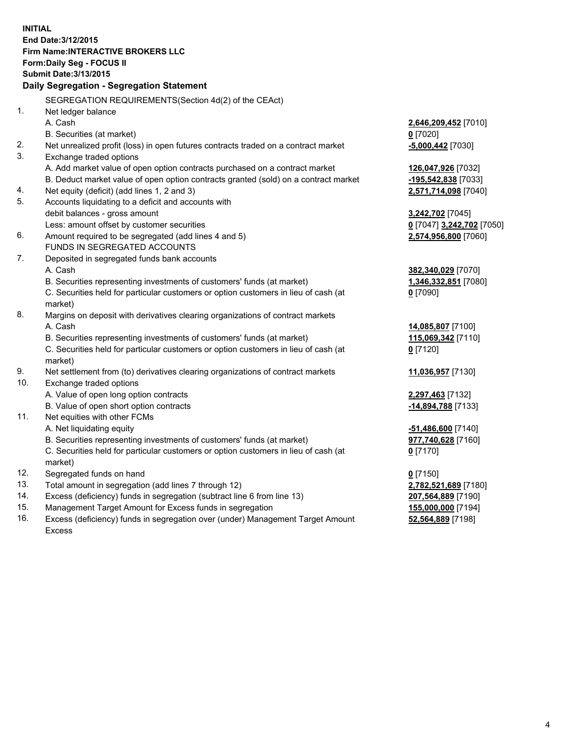**INITIAL**
**End Date:3/12/2015**
**Firm Name:INTERACTIVE BROKERS LLC**
**Form:Daily Seg - FOCUS II**
**Submit Date:3/13/2015**

## Daily Segregation - Segregation Statement

| | | |
|---|---|---|
| | SEGREGATION REQUIREMENTS(Section 4d(2) of the CEAct) | |
| 1. | Net ledger balance | |
| | A. Cash | **2,646,209,452** [7010] |
| | B. Securities (at market) | **0** [7020] |
| 2. | Net unrealized profit (loss) in open futures contracts traded on a contract market | **-5,000,442** [7030] |
| 3. | Exchange traded options | |
| | A. Add market value of open option contracts purchased on a contract market | **126,047,926** [7032] |
| | B. Deduct market value of open option contracts granted (sold) on a contract market | **-195,542,838** [7033] |
| 4. | Net equity (deficit) (add lines 1, 2 and 3) | **2,571,714,098** [7040] |
| 5. | Accounts liquidating to a deficit and accounts with | |
| | debit balances - gross amount | **3,242,702** [7045] |
| | Less: amount offset by customer securities | **0** [7047] **3,242,702** [7050] |
| 6. | Amount required to be segregated (add lines 4 and 5) | **2,574,956,800** [7060] |
| | FUNDS IN SEGREGATED ACCOUNTS | |
| 7. | Deposited in segregated funds bank accounts | |
| | A. Cash | **382,340,029** [7070] |
| | B. Securities representing investments of customers' funds (at market) | **1,346,332,851** [7080] |
| | C. Securities held for particular customers or option customers in lieu of cash (at market) | **0** [7090] |
| 8. | Margins on deposit with derivatives clearing organizations of contract markets | |
| | A. Cash | **14,085,807** [7100] |
| | B. Securities representing investments of customers' funds (at market) | **115,069,342** [7110] |
| | C. Securities held for particular customers or option customers in lieu of cash (at market) | **0** [7120] |
| 9. | Net settlement from (to) derivatives clearing organizations of contract markets | **11,036,957** [7130] |
| 10. | Exchange traded options | |
| | A. Value of open long option contracts | **2,297,463** [7132] |
| | B. Value of open short option contracts | **-14,894,788** [7133] |
| 11. | Net equities with other FCMs | |
| | A. Net liquidating equity | **-51,486,600** [7140] |
| | B. Securities representing investments of customers' funds (at market) | **977,740,628** [7160] |
| | C. Securities held for particular customers or option customers in lieu of cash (at market) | **0** [7170] |
| 12. | Segregated funds on hand | **0** [7150] |
| 13. | Total amount in segregation (add lines 7 through 12) | **2,782,521,689** [7180] |
| 14. | Excess (deficiency) funds in segregation (subtract line 6 from line 13) | **207,564,889** [7190] |
| 15. | Management Target Amount for Excess funds in segregation | **155,000,000** [7194] |
| 16. | Excess (deficiency) funds in segregation over (under) Management Target Amount Excess | **52,564,889** [7198] |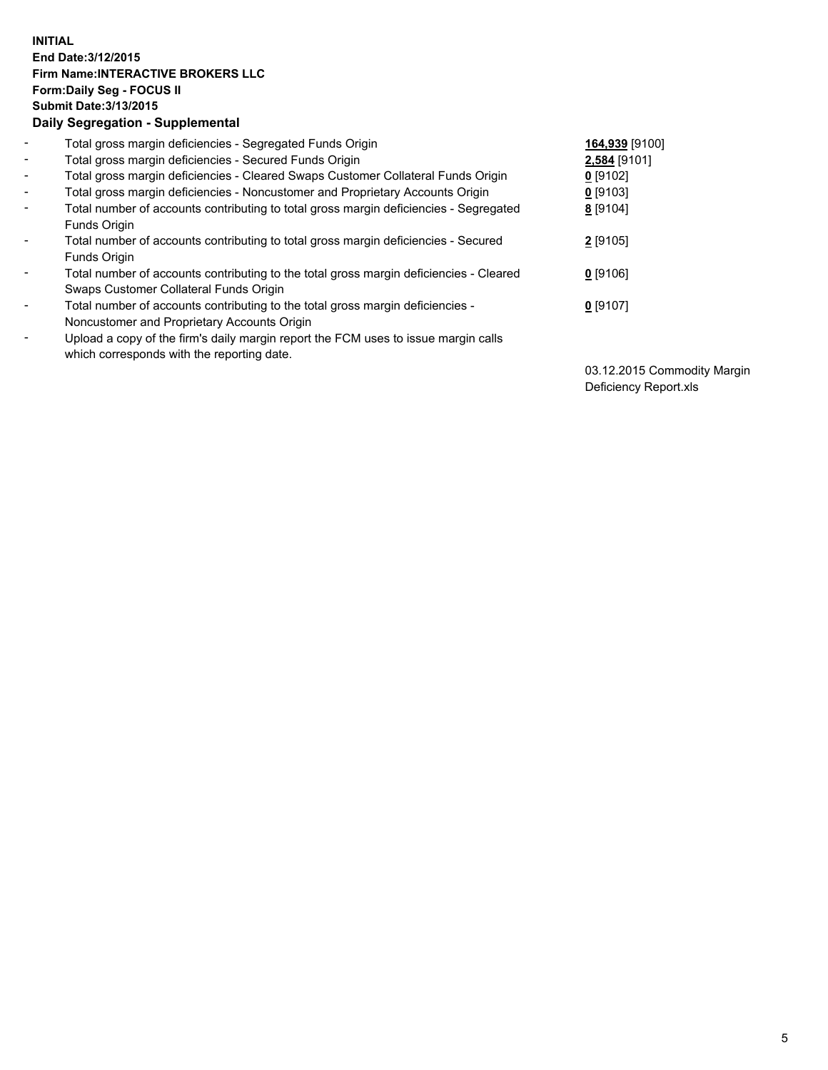**INITIAL**
**End Date:3/12/2015**
**Firm Name:INTERACTIVE BROKERS LLC**
**Form:Daily Seg - FOCUS II**
**Submit Date:3/13/2015**

## Daily Segregation - Supplemental

| | | |
|---|---|---|
| - | Total gross margin deficiencies - Segregated Funds Origin | **164,939** [9100] |
| - | Total gross margin deficiencies - Secured Funds Origin | **2,584** [9101] |
| - | Total gross margin deficiencies - Cleared Swaps Customer Collateral Funds Origin | **0** [9102] |
| - | Total gross margin deficiencies - Noncustomer and Proprietary Accounts Origin | **0** [9103] |
| - | Total number of accounts contributing to total gross margin deficiencies - Segregated Funds Origin | **8** [9104] |
| - | Total number of accounts contributing to total gross margin deficiencies - Secured Funds Origin | **2** [9105] |
| - | Total number of accounts contributing to the total gross margin deficiencies - Cleared Swaps Customer Collateral Funds Origin | **0** [9106] |
| - | Total number of accounts contributing to the total gross margin deficiencies - Noncustomer and Proprietary Accounts Origin | **0** [9107] |
| - | Upload a copy of the firm's daily margin report the FCM uses to issue margin calls which corresponds with the reporting date. | 03.12.2015 Commodity Margin Deficiency Report.xls |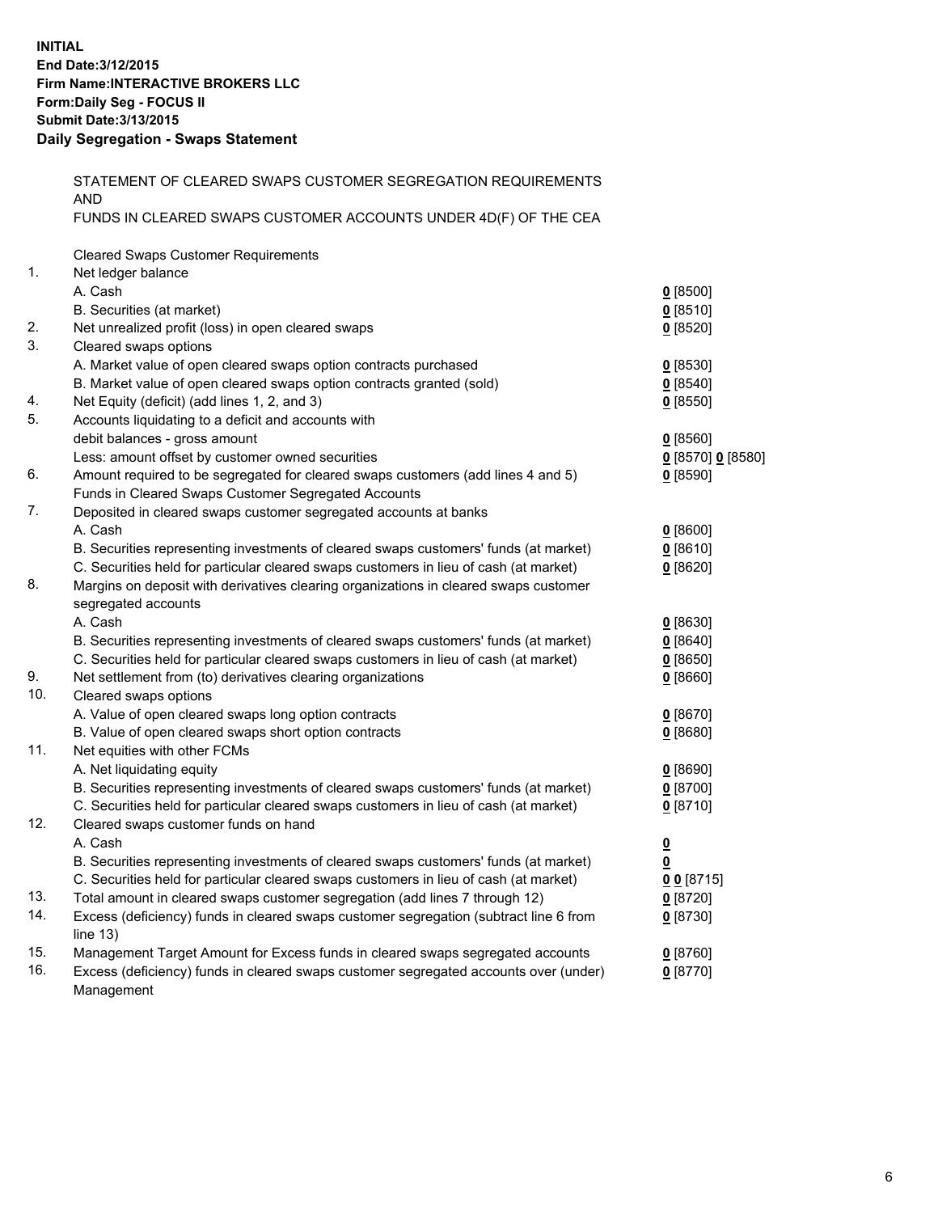**INITIAL**
**End Date:3/12/2015**
**Firm Name:INTERACTIVE BROKERS LLC**
**Form:Daily Seg - FOCUS II**
**Submit Date:3/13/2015**
**Daily Segregation - Swaps Statement**

STATEMENT OF CLEARED SWAPS CUSTOMER SEGREGATION REQUIREMENTS AND FUNDS IN CLEARED SWAPS CUSTOMER ACCOUNTS UNDER 4D(F) OF THE CEA

| | | |
|---|---|---|
| | Cleared Swaps Customer Requirements | |
| 1. | Net ledger balance | |
| | A. Cash | 0 [8500] |
| | B. Securities (at market) | 0 [8510] |
| 2. | Net unrealized profit (loss) in open cleared swaps | 0 [8520] |
| 3. | Cleared swaps options | |
| | A. Market value of open cleared swaps option contracts purchased | 0 [8530] |
| | B. Market value of open cleared swaps option contracts granted (sold) | 0 [8540] |
| 4. | Net Equity (deficit) (add lines 1, 2, and 3) | 0 [8550] |
| 5. | Accounts liquidating to a deficit and accounts with | |
| | debit balances - gross amount | 0 [8560] |
| | Less: amount offset by customer owned securities | 0 [8570] 0 [8580] |
| 6. | Amount required to be segregated for cleared swaps customers (add lines 4 and 5) | 0 [8590] |
| | Funds in Cleared Swaps Customer Segregated Accounts | |
| 7. | Deposited in cleared swaps customer segregated accounts at banks | |
| | A. Cash | 0 [8600] |
| | B. Securities representing investments of cleared swaps customers' funds (at market) | 0 [8610] |
| | C. Securities held for particular cleared swaps customers in lieu of cash (at market) | 0 [8620] |
| 8. | Margins on deposit with derivatives clearing organizations in cleared swaps customer segregated accounts | |
| | A. Cash | 0 [8630] |
| | B. Securities representing investments of cleared swaps customers' funds (at market) | 0 [8640] |
| | C. Securities held for particular cleared swaps customers in lieu of cash (at market) | 0 [8650] |
| 9. | Net settlement from (to) derivatives clearing organizations | 0 [8660] |
| 10. | Cleared swaps options | |
| | A. Value of open cleared swaps long option contracts | 0 [8670] |
| | B. Value of open cleared swaps short option contracts | 0 [8680] |
| 11. | Net equities with other FCMs | |
| | A. Net liquidating equity | 0 [8690] |
| | B. Securities representing investments of cleared swaps customers' funds (at market) | 0 [8700] |
| | C. Securities held for particular cleared swaps customers in lieu of cash (at market) | 0 [8710] |
| 12. | Cleared swaps customer funds on hand | |
| | A. Cash | 0 |
| | B. Securities representing investments of cleared swaps customers' funds (at market) | 0 |
| | C. Securities held for particular cleared swaps customers in lieu of cash (at market) | 0 0 [8715] |
| 13. | Total amount in cleared swaps customer segregation (add lines 7 through 12) | 0 [8720] |
| 14. | Excess (deficiency) funds in cleared swaps customer segregation (subtract line 6 from line 13) | 0 [8730] |
| 15. | Management Target Amount for Excess funds in cleared swaps segregated accounts | 0 [8760] |
| 16. | Excess (deficiency) funds in cleared swaps customer segregated accounts over (under) Management | 0 [8770] |